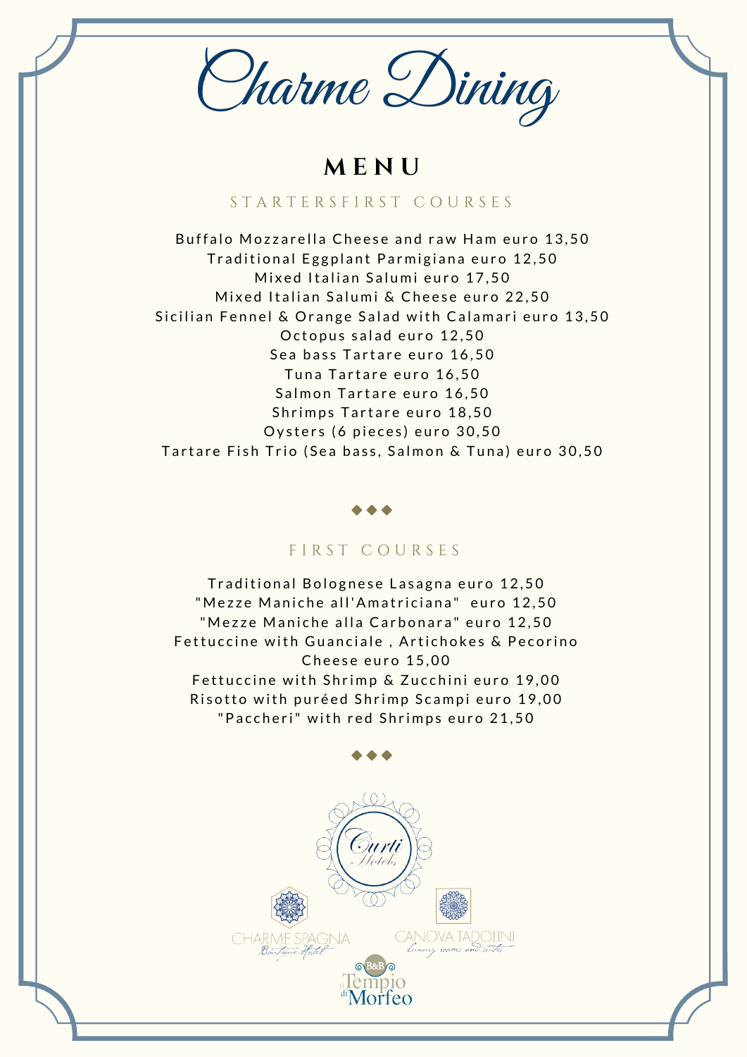# Charme Dining

## MENU

### STARTERSFIRST COURSES

Buffalo Mozzarella Cheese and raw Ham euro 13,50
Traditional Eggplant Parmigiana euro 12,50
Mixed Italian Salumi euro 17,50
Mixed Italian Salumi & Cheese euro 22,50
Sicilian Fennel & Orange Salad with Calamari euro 13,50
Octopus salad euro 12,50
Sea bass Tartare euro 16,50
Tuna Tartare euro 16,50
Salmon Tartare euro 16,50
Shrimps Tartare euro 18,50
Oysters (6 pieces) euro 30,50
Tartare Fish Trio (Sea bass, Salmon & Tuna) euro 30,50

◆◆◆

### FIRST COURSES

Traditional Bolognese Lasagna euro 12,50
"Mezze Maniche all'Amatriciana" euro 12,50
"Mezze Maniche alla Carbonara" euro 12,50
Fettuccine with Guanciale , Artichokes & Pecorino Cheese euro 15,00
Fettuccine with Shrimp & Zucchini euro 19,00
Risotto with puréed Shrimp Scampi euro 19,00
"Paccheri" with red Shrimps euro 21,50

◆◆◆

Curti Hotels

CHARME SPAGNA Boutique Hotel

CANOVA TADOLINI Luxury rooms and suites

B&B il Tempio di Morfeo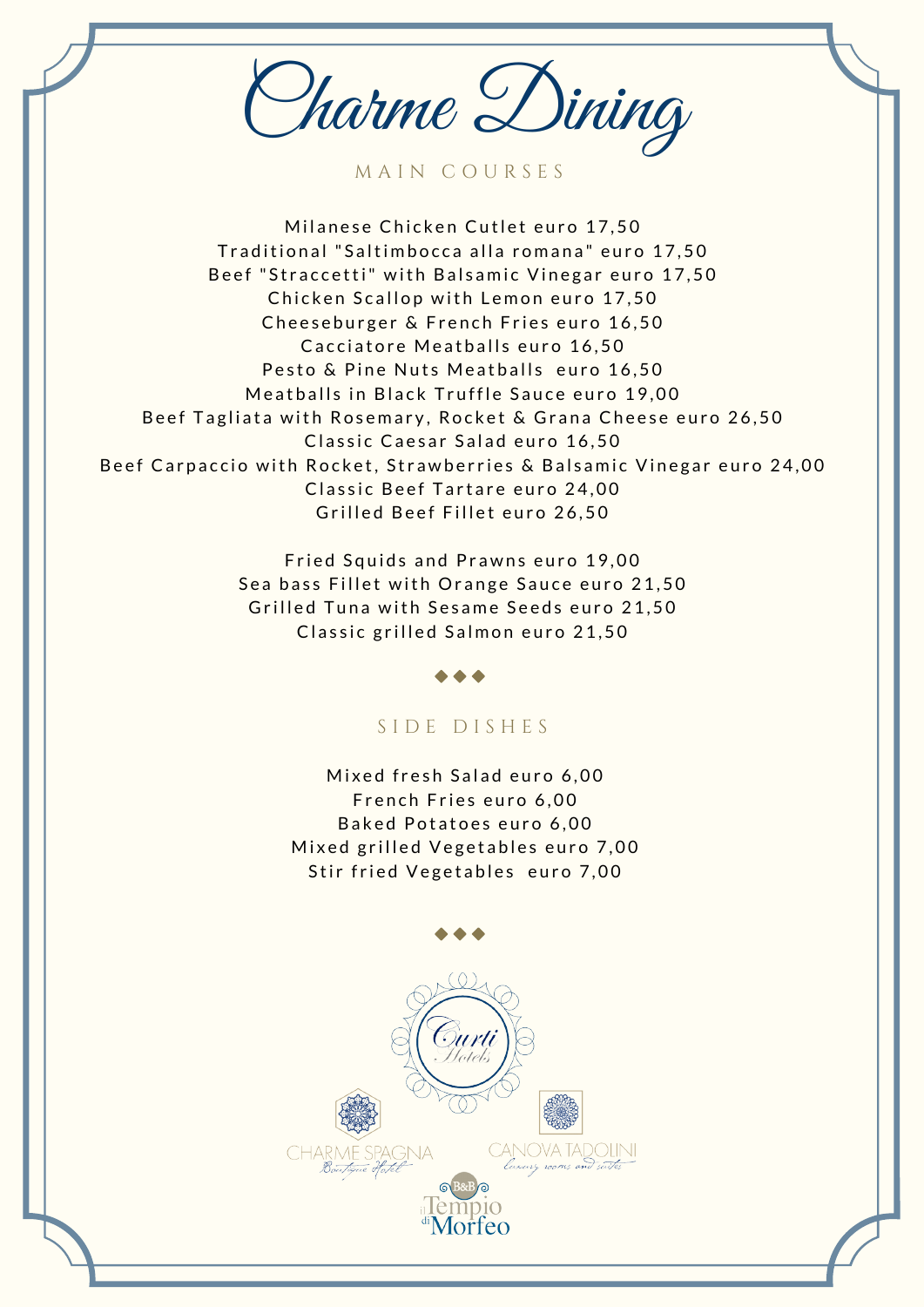# Charme Dining

## MAIN COURSES

Milanese Chicken Cutlet euro 17,50
Traditional "Saltimbocca alla romana" euro 17,50
Beef "Straccetti" with Balsamic Vinegar euro 17,50
Chicken Scallop with Lemon euro 17,50
Cheeseburger & French Fries euro 16,50
Cacciatore Meatballs euro 16,50
Pesto & Pine Nuts Meatballs euro 16,50
Meatballs in Black Truffle Sauce euro 19,00
Beef Tagliata with Rosemary, Rocket & Grana Cheese euro 26,50
Classic Caesar Salad euro 16,50
Beef Carpaccio with Rocket, Strawberries & Balsamic Vinegar euro 24,00
Classic Beef Tartare euro 24,00
Grilled Beef Fillet euro 26,50

Fried Squids and Prawns euro 19,00
Sea bass Fillet with Orange Sauce euro 21,50
Grilled Tuna with Sesame Seeds euro 21,50
Classic grilled Salmon euro 21,50

◆◆◆

## SIDE DISHES

Mixed fresh Salad euro 6,00
French Fries euro 6,00
Baked Potatoes euro 6,00
Mixed grilled Vegetables euro 7,00
Stir fried Vegetables euro 7,00

◆◆◆

Curti Hotels

CHARME SPAGNA Boutique Hotel

CANOVA TADOLINI luxury rooms and suites

B&B il Tempio di Morfeo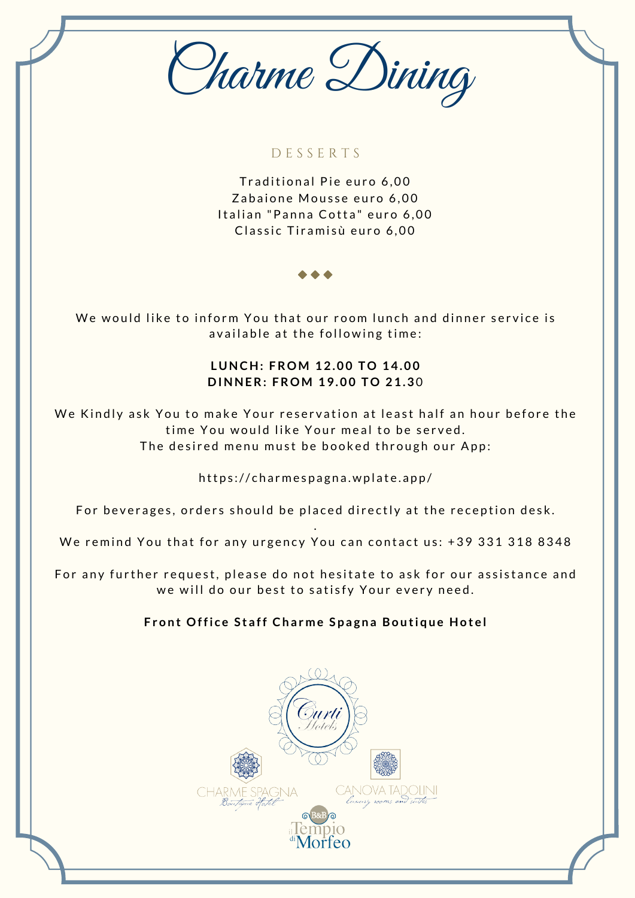# Charme Dining

## DESSERTS

Traditional Pie euro 6,00
Zabaione Mousse euro 6,00
Italian "Panna Cotta" euro 6,00
Classic Tiramisù euro 6,00

◆◆◆

We would like to inform You that our room lunch and dinner service is available at the following time:

**LUNCH: FROM 12.00 TO 14.00**
**DINNER: FROM 19.00 TO 21.30**

We Kindly ask You to make Your reservation at least half an hour before the time You would like Your meal to be served.
The desired menu must be booked through our App:

https://charmespagna.wplate.app/

For beverages, orders should be placed directly at the reception desk.

We remind You that for any urgency You can contact us: +39 331 318 8348

For any further request, please do not hesitate to ask for our assistance and we will do our best to satisfy Your every need.

**Front Office Staff Charme Spagna Boutique Hotel**

Curti Hotels

CHARME SPAGNA Boutique Hotel

CANOVA TADOLINI luxury rooms and suites

B&B il Tempio di Morfeo